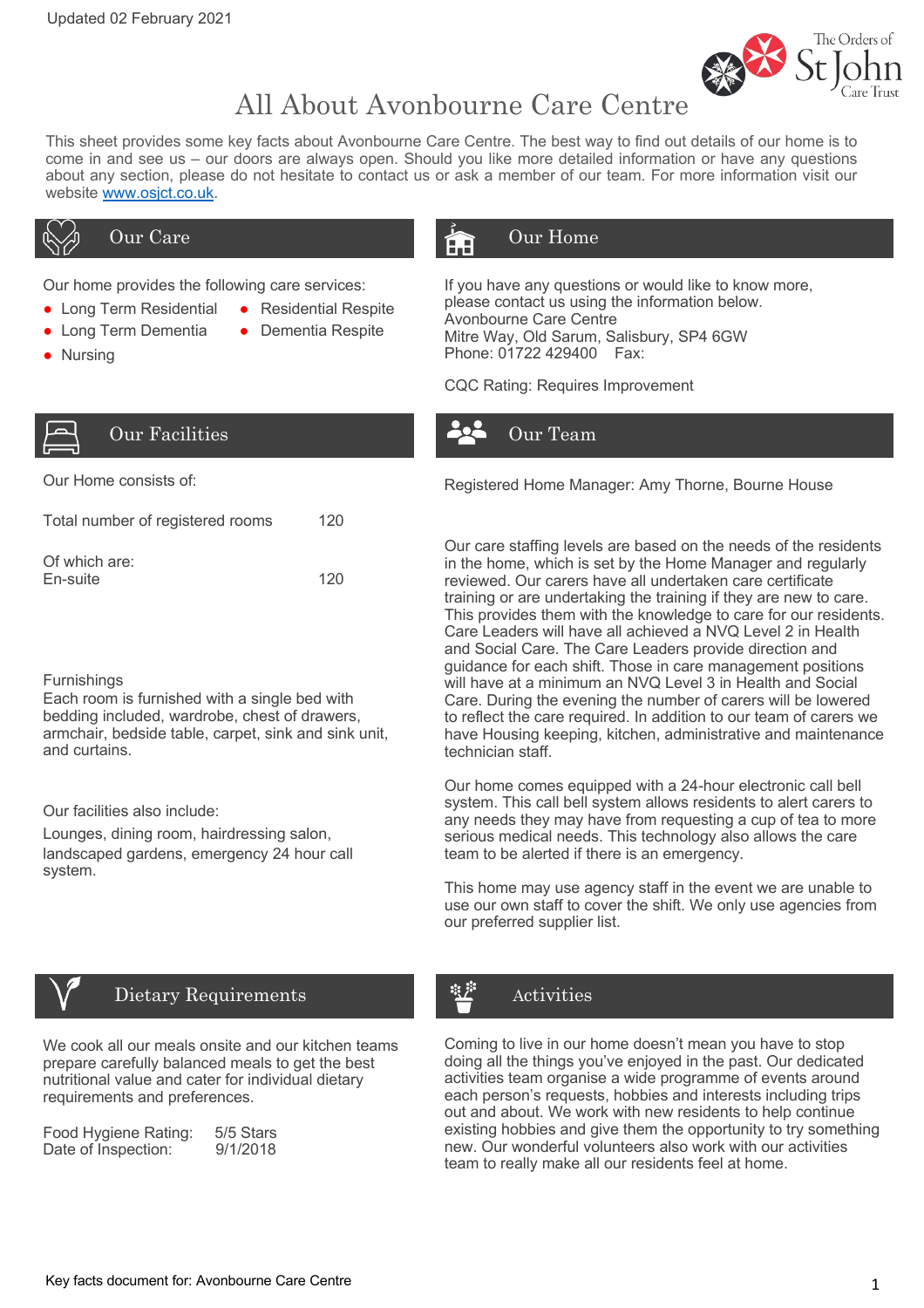Updated 02 February 2021

# All About Avonbourne Care Centre

This sheet provides some key facts about Avonbourne Care Centre. The best way to find out details of our home is to come in and see us – our doors are always open. Should you like more detailed information or have any questions about any section, please do not hesitate to contact us or ask a member of our team. For more information visit our website www.osjct.co.uk.

## Our Care

Our home provides the following care services:

- Long Term Residential
- Long Term Dementia
- Nursing
- Residential Respite
- Dementia Respite

## Our Home

If you have any questions or would like to know more, please contact us using the information below.
Avonbourne Care Centre
Mitre Way, Old Sarum, Salisbury, SP4 6GW
Phone: 01722 429400 Fax:

CQC Rating: Requires Improvement

## Our Facilities

Our Home consists of:

| | |
|---|---|
| Total number of registered rooms | 120 |
| Of which are: | |
| En-suite | 120 |

Furnishings
Each room is furnished with a single bed with bedding included, wardrobe, chest of drawers, armchair, bedside table, carpet, sink and sink unit, and curtains.

Our facilities also include:
Lounges, dining room, hairdressing salon, landscaped gardens, emergency 24 hour call system.

## Our Team

Registered Home Manager: Amy Thorne, Bourne House

Our care staffing levels are based on the needs of the residents in the home, which is set by the Home Manager and regularly reviewed. Our carers have all undertaken care certificate training or are undertaking the training if they are new to care. This provides them with the knowledge to care for our residents. Care Leaders will have all achieved a NVQ Level 2 in Health and Social Care. The Care Leaders provide direction and guidance for each shift. Those in care management positions will have at a minimum an NVQ Level 3 in Health and Social Care. During the evening the number of carers will be lowered to reflect the care required. In addition to our team of carers we have Housing keeping, kitchen, administrative and maintenance technician staff.

Our home comes equipped with a 24-hour electronic call bell system. This call bell system allows residents to alert carers to any needs they may have from requesting a cup of tea to more serious medical needs. This technology also allows the care team to be alerted if there is an emergency.

This home may use agency staff in the event we are unable to use our own staff to cover the shift. We only use agencies from our preferred supplier list.

## Dietary Requirements

We cook all our meals onsite and our kitchen teams prepare carefully balanced meals to get the best nutritional value and cater for individual dietary requirements and preferences.

| | |
|---|---|
| Food Hygiene Rating: | 5/5 Stars |
| Date of Inspection: | 9/1/2018 |

## Activities

Coming to live in our home doesn't mean you have to stop doing all the things you've enjoyed in the past. Our dedicated activities team organise a wide programme of events around each person's requests, hobbies and interests including trips out and about. We work with new residents to help continue existing hobbies and give them the opportunity to try something new. Our wonderful volunteers also work with our activities team to really make all our residents feel at home.

Key facts document for: Avonbourne Care Centre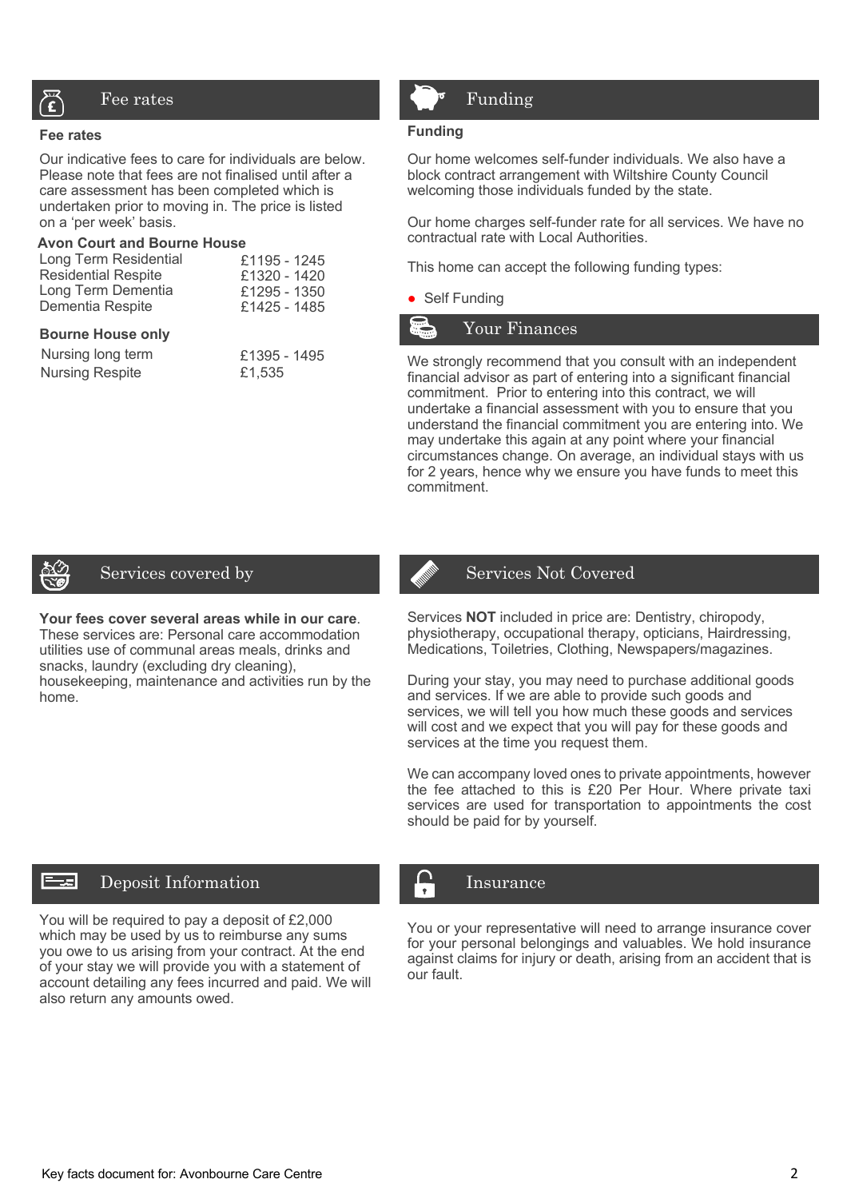## Fee rates

**Fee rates**

Our indicative fees to care for individuals are below. Please note that fees are not finalised until after a care assessment has been completed which is undertaken prior to moving in. The price is listed on a 'per week' basis.

**Avon Court and Bourne House**

| | |
|---|---|
| Long Term Residential | £1195 - 1245 |
| Residential Respite | £1320 - 1420 |
| Long Term Dementia | £1295 - 1350 |
| Dementia Respite | £1425 - 1485 |

**Bourne House only**

| | |
|---|---|
| Nursing long term | £1395 - 1495 |
| Nursing Respite | £1,535 |

## Funding

**Funding**

Our home welcomes self-funder individuals. We also have a block contract arrangement with Wiltshire County Council welcoming those individuals funded by the state.

Our home charges self-funder rate for all services. We have no contractual rate with Local Authorities.

This home can accept the following funding types:

- Self Funding

## Your Finances

We strongly recommend that you consult with an independent financial advisor as part of entering into a significant financial commitment. Prior to entering into this contract, we will undertake a financial assessment with you to ensure that you understand the financial commitment you are entering into. We may undertake this again at any point where your financial circumstances change. On average, an individual stays with us for 2 years, hence why we ensure you have funds to meet this commitment.

## Services covered by

**Your fees cover several areas while in our care**. These services are: Personal care accommodation utilities use of communal areas meals, drinks and snacks, laundry (excluding dry cleaning), housekeeping, maintenance and activities run by the home.

## Services Not Covered

Services **NOT** included in price are: Dentistry, chiropody, physiotherapy, occupational therapy, opticians, Hairdressing, Medications, Toiletries, Clothing, Newspapers/magazines.

During your stay, you may need to purchase additional goods and services. If we are able to provide such goods and services, we will tell you how much these goods and services will cost and we expect that you will pay for these goods and services at the time you request them.

We can accompany loved ones to private appointments, however the fee attached to this is £20 Per Hour. Where private taxi services are used for transportation to appointments the cost should be paid for by yourself.

## Deposit Information

You will be required to pay a deposit of £2,000 which may be used by us to reimburse any sums you owe to us arising from your contract. At the end of your stay we will provide you with a statement of account detailing any fees incurred and paid. We will also return any amounts owed.

## Insurance

You or your representative will need to arrange insurance cover for your personal belongings and valuables. We hold insurance against claims for injury or death, arising from an accident that is our fault.